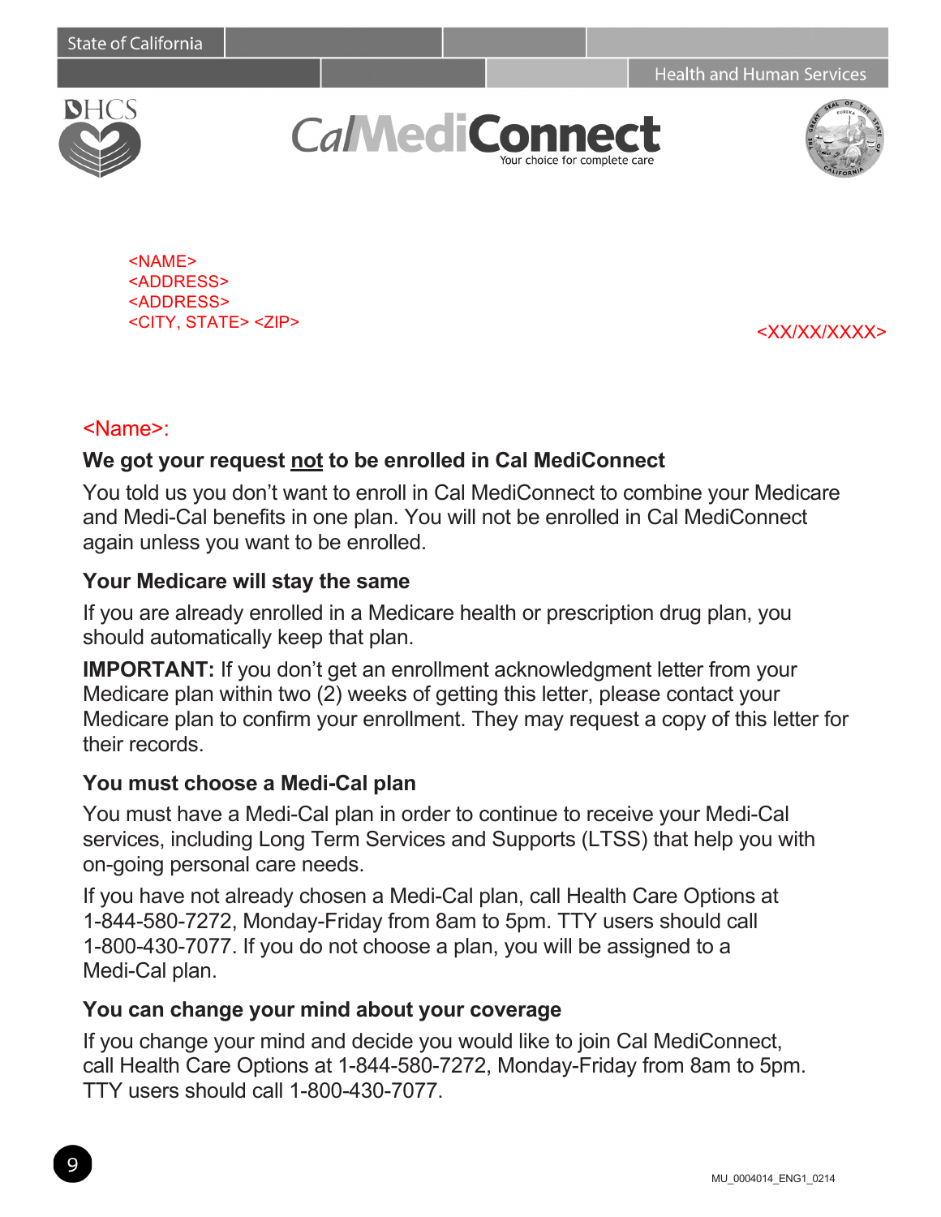State of California

Health and Human Services

DHCS

CalMediConnect

Your choice for complete care

<NAME>
<ADDRESS>
<ADDRESS>
<CITY, STATE> <ZIP>

<XX/XX/XXXX>

<Name>:

## We got your request not to be enrolled in Cal MediConnect

You told us you don't want to enroll in Cal MediConnect to combine your Medicare and Medi-Cal benefits in one plan. You will not be enrolled in Cal MediConnect again unless you want to be enrolled.

### Your Medicare will stay the same

If you are already enrolled in a Medicare health or prescription drug plan, you should automatically keep that plan.

**IMPORTANT:** If you don't get an enrollment acknowledgment letter from your Medicare plan within two (2) weeks of getting this letter, please contact your Medicare plan to confirm your enrollment. They may request a copy of this letter for their records.

### You must choose a Medi-Cal plan

You must have a Medi-Cal plan in order to continue to receive your Medi-Cal services, including Long Term Services and Supports (LTSS) that help you with on-going personal care needs.

If you have not already chosen a Medi-Cal plan, call Health Care Options at 1-844-580-7272, Monday-Friday from 8am to 5pm. TTY users should call 1-800-430-7077. If you do not choose a plan, you will be assigned to a Medi-Cal plan.

### You can change your mind about your coverage

If you change your mind and decide you would like to join Cal MediConnect, call Health Care Options at 1-844-580-7272, Monday-Friday from 8am to 5pm. TTY users should call 1-800-430-7077.

MU_0004014_ENG1_0214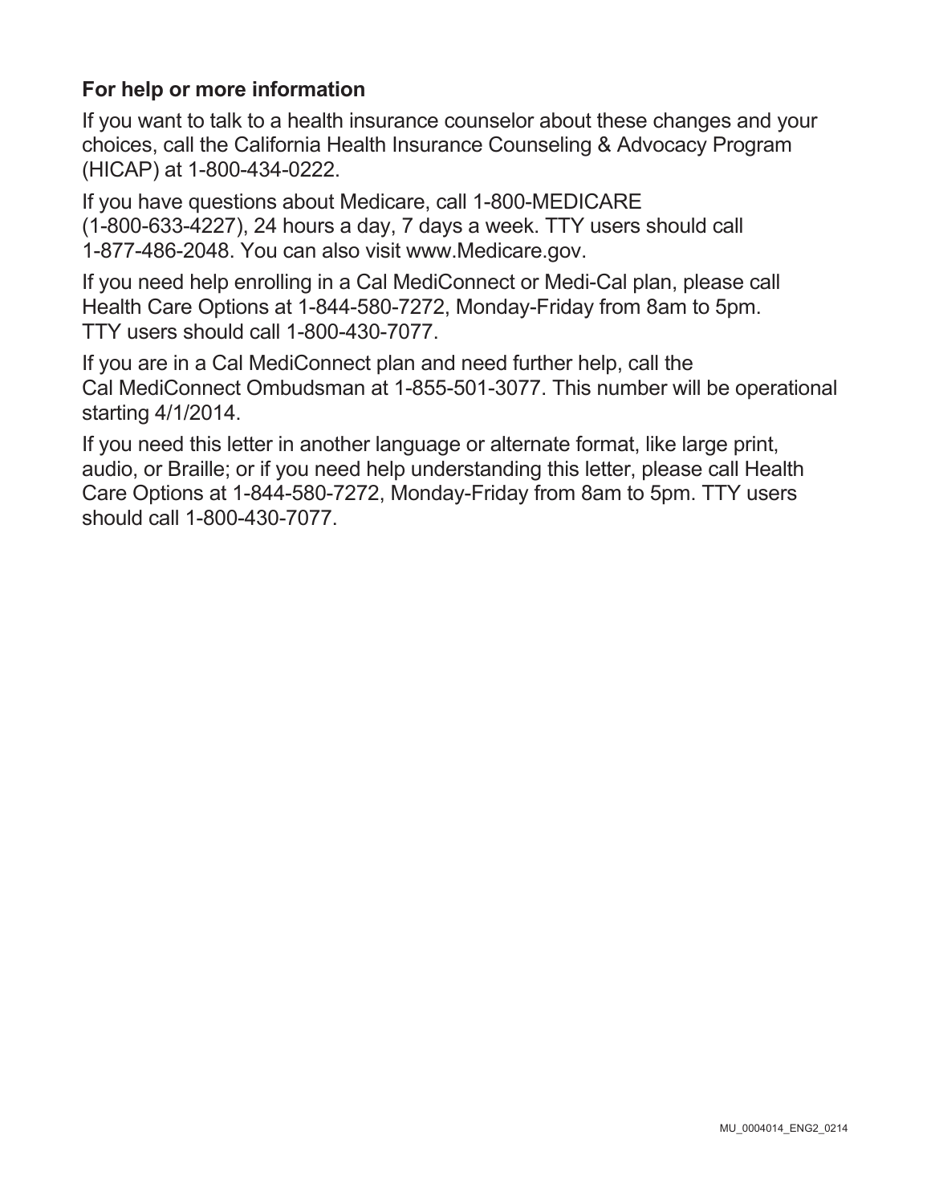**For help or more information**

If you want to talk to a health insurance counselor about these changes and your choices, call the California Health Insurance Counseling & Advocacy Program (HICAP) at 1-800-434-0222.

If you have questions about Medicare, call 1-800-MEDICARE (1-800-633-4227), 24 hours a day, 7 days a week. TTY users should call 1-877-486-2048. You can also visit www.Medicare.gov.

If you need help enrolling in a Cal MediConnect or Medi-Cal plan, please call Health Care Options at 1-844-580-7272, Monday-Friday from 8am to 5pm. TTY users should call 1-800-430-7077.

If you are in a Cal MediConnect plan and need further help, call the Cal MediConnect Ombudsman at 1-855-501-3077. This number will be operational starting 4/1/2014.

If you need this letter in another language or alternate format, like large print, audio, or Braille; or if you need help understanding this letter, please call Health Care Options at 1-844-580-7272, Monday-Friday from 8am to 5pm. TTY users should call 1-800-430-7077.

MU_0004014_ENG2_0214